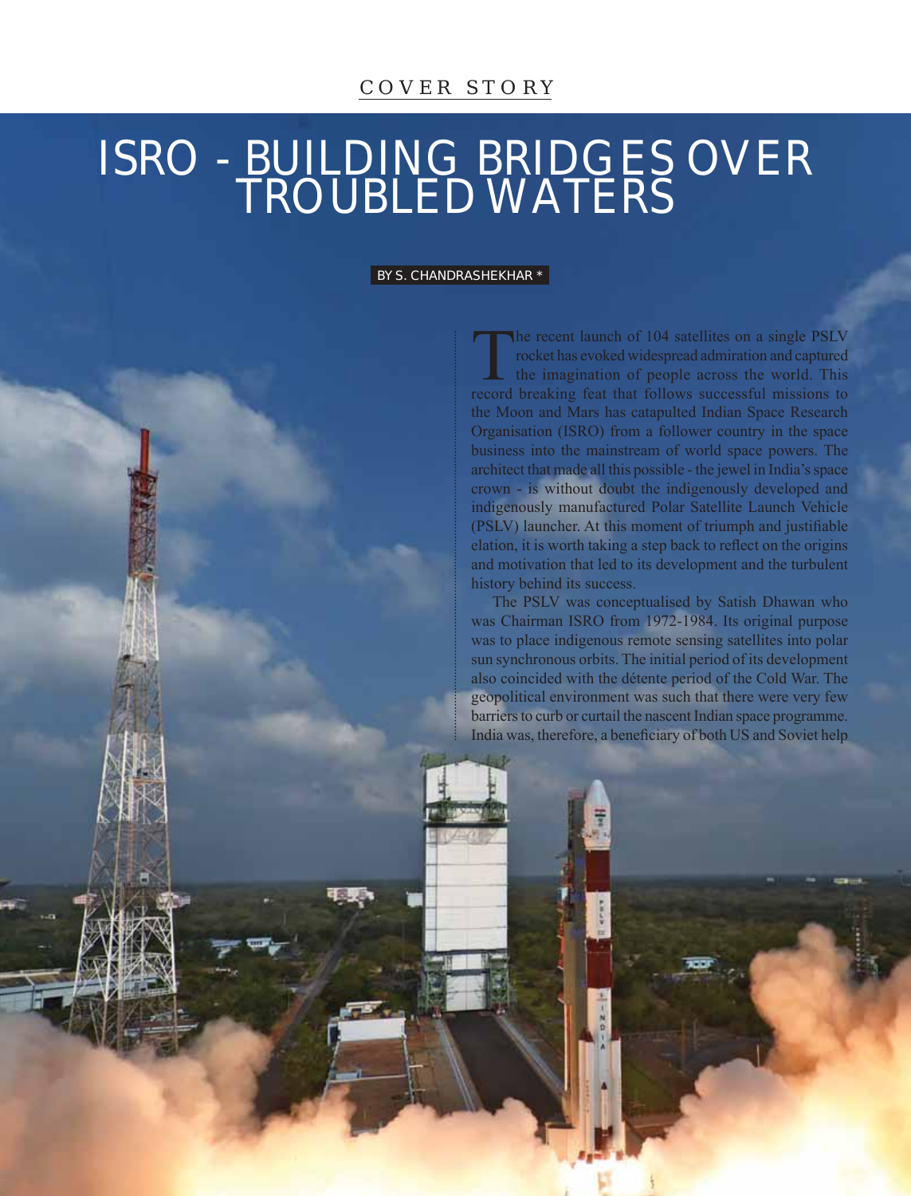COVER STORY

# ISRO - BUILDING BRIDGES OVER TROUBLED WATERS

BY S. CHANDRASHEKHAR *

The recent launch of 104 satellites on a single PSLV rocket has evoked widespread admiration and captured the imagination of people across the world. This record breaking feat that follows successful missions to the Moon and Mars has catapulted Indian Space Research Organisation (ISRO) from a follower country in the space business into the mainstream of world space powers. The architect that made all this possible - the jewel in India's space crown - is without doubt the indigenously developed and indigenously manufactured Polar Satellite Launch Vehicle (PSLV) launcher. At this moment of triumph and justifiable elation, it is worth taking a step back to reflect on the origins and motivation that led to its development and the turbulent history behind its success.

The PSLV was conceptualised by Satish Dhawan who was Chairman ISRO from 1972-1984. Its original purpose was to place indigenous remote sensing satellites into polar sun synchronous orbits. The initial period of its development also coincided with the détente period of the Cold War. The geopolitical environment was such that there were very few barriers to curb or curtail the nascent Indian space programme. India was, therefore, a beneficiary of both US and Soviet help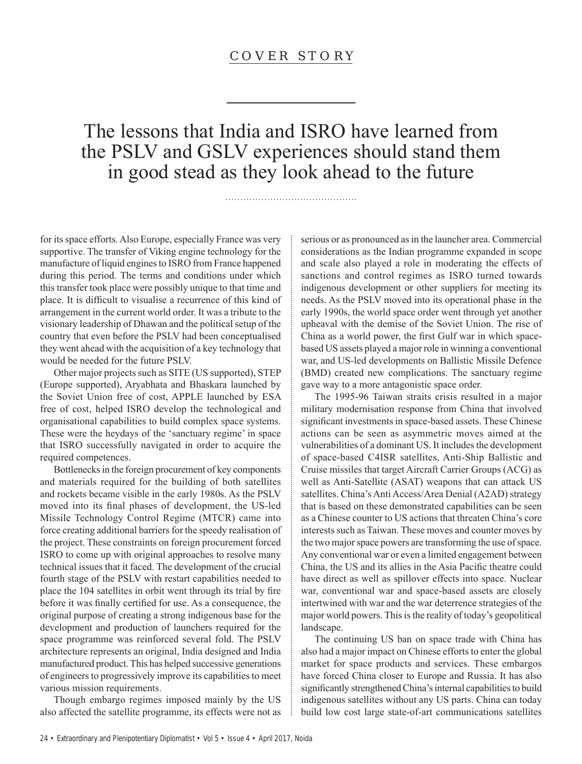The lessons that India and ISRO have learned from the PSLV and GSLV experiences should stand them in good stead as they look ahead to the future

for its space efforts. Also Europe, especially France was very supportive. The transfer of Viking engine technology for the manufacture of liquid engines to ISRO from France happened during this period. The terms and conditions under which this transfer took place were possibly unique to that time and place. It is difficult to visualise a recurrence of this kind of arrangement in the current world order. It was a tribute to the visionary leadership of Dhawan and the political setup of the country that even before the PSLV had been conceptualised they went ahead with the acquisition of a key technology that would be needed for the future PSLV.

Other major projects such as SITE (US supported), STEP (Europe supported), Aryabhata and Bhaskara launched by the Soviet Union free of cost, APPLE launched by ESA free of cost, helped ISRO develop the technological and organisational capabilities to build complex space systems. These were the heydays of the 'sanctuary regime' in space that ISRO successfully navigated in order to acquire the required competences.

Bottlenecks in the foreign procurement of key components and materials required for the building of both satellites and rockets became visible in the early 1980s. As the PSLV moved into its final phases of development, the US-led Missile Technology Control Regime (MTCR) came into force creating additional barriers for the speedy realisation of the project. These constraints on foreign procurement forced ISRO to come up with original approaches to resolve many technical issues that it faced. The development of the crucial fourth stage of the PSLV with restart capabilities needed to place the 104 satellites in orbit went through its trial by fire before it was finally certified for use. As a consequence, the original purpose of creating a strong indigenous base for the development and production of launchers required for the space programme was reinforced several fold. The PSLV architecture represents an original, India designed and India manufactured product. This has helped successive generations of engineers to progressively improve its capabilities to meet various mission requirements.

Though embargo regimes imposed mainly by the US also affected the satellite programme, its effects were not as serious or as pronounced as in the launcher area. Commercial considerations as the Indian programme expanded in scope and scale also played a role in moderating the effects of sanctions and control regimes as ISRO turned towards indigenous development or other suppliers for meeting its needs. As the PSLV moved into its operational phase in the early 1990s, the world space order went through yet another upheaval with the demise of the Soviet Union. The rise of China as a world power, the first Gulf war in which space-based US assets played a major role in winning a conventional war, and US-led developments on Ballistic Missile Defence (BMD) created new complications. The sanctuary regime gave way to a more antagonistic space order.

The 1995-96 Taiwan straits crisis resulted in a major military modernisation response from China that involved significant investments in space-based assets. These Chinese actions can be seen as asymmetric moves aimed at the vulnerabilities of a dominant US. It includes the development of space-based C4ISR satellites, Anti-Ship Ballistic and Cruise missiles that target Aircraft Carrier Groups (ACG) as well as Anti-Satellite (ASAT) weapons that can attack US satellites. China's Anti Access/Area Denial (A2AD) strategy that is based on these demonstrated capabilities can be seen as a Chinese counter to US actions that threaten China's core interests such as Taiwan. These moves and counter moves by the two major space powers are transforming the use of space. Any conventional war or even a limited engagement between China, the US and its allies in the Asia Pacific theatre could have direct as well as spillover effects into space. Nuclear war, conventional war and space-based assets are closely intertwined with war and the war deterrence strategies of the major world powers. This is the reality of today's geopolitical landscape.

The continuing US ban on space trade with China has also had a major impact on Chinese efforts to enter the global market for space products and services. These embargos have forced China closer to Europe and Russia. It has also significantly strengthened China's internal capabilities to build indigenous satellites without any US parts. China can today build low cost large state-of-art communications satellites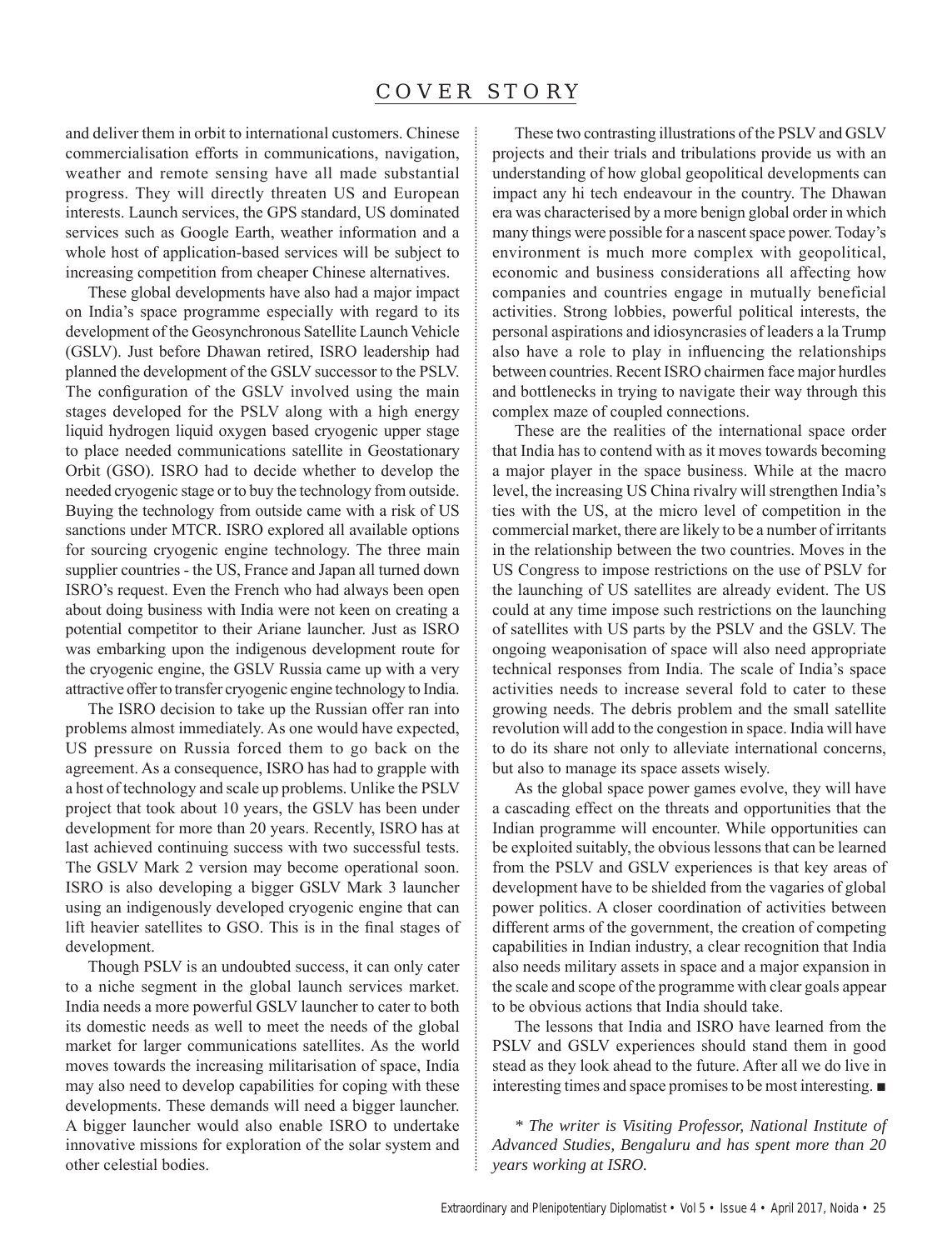and deliver them in orbit to international customers. Chinese commercialisation efforts in communications, navigation, weather and remote sensing have all made substantial progress. They will directly threaten US and European interests. Launch services, the GPS standard, US dominated services such as Google Earth, weather information and a whole host of application-based services will be subject to increasing competition from cheaper Chinese alternatives.

These global developments have also had a major impact on India's space programme especially with regard to its development of the Geosynchronous Satellite Launch Vehicle (GSLV). Just before Dhawan retired, ISRO leadership had planned the development of the GSLV successor to the PSLV. The configuration of the GSLV involved using the main stages developed for the PSLV along with a high energy liquid hydrogen liquid oxygen based cryogenic upper stage to place needed communications satellite in Geostationary Orbit (GSO). ISRO had to decide whether to develop the needed cryogenic stage or to buy the technology from outside. Buying the technology from outside came with a risk of US sanctions under MTCR. ISRO explored all available options for sourcing cryogenic engine technology. The three main supplier countries - the US, France and Japan all turned down ISRO's request. Even the French who had always been open about doing business with India were not keen on creating a potential competitor to their Ariane launcher. Just as ISRO was embarking upon the indigenous development route for the cryogenic engine, the GSLV Russia came up with a very attractive offer to transfer cryogenic engine technology to India.

The ISRO decision to take up the Russian offer ran into problems almost immediately. As one would have expected, US pressure on Russia forced them to go back on the agreement. As a consequence, ISRO has had to grapple with a host of technology and scale up problems. Unlike the PSLV project that took about 10 years, the GSLV has been under development for more than 20 years. Recently, ISRO has at last achieved continuing success with two successful tests. The GSLV Mark 2 version may become operational soon. ISRO is also developing a bigger GSLV Mark 3 launcher using an indigenously developed cryogenic engine that can lift heavier satellites to GSO. This is in the final stages of development.

Though PSLV is an undoubted success, it can only cater to a niche segment in the global launch services market. India needs a more powerful GSLV launcher to cater to both its domestic needs as well to meet the needs of the global market for larger communications satellites. As the world moves towards the increasing militarisation of space, India may also need to develop capabilities for coping with these developments. These demands will need a bigger launcher. A bigger launcher would also enable ISRO to undertake innovative missions for exploration of the solar system and other celestial bodies.

These two contrasting illustrations of the PSLV and GSLV projects and their trials and tribulations provide us with an understanding of how global geopolitical developments can impact any hi tech endeavour in the country. The Dhawan era was characterised by a more benign global order in which many things were possible for a nascent space power. Today's environment is much more complex with geopolitical, economic and business considerations all affecting how companies and countries engage in mutually beneficial activities. Strong lobbies, powerful political interests, the personal aspirations and idiosyncrasies of leaders a la Trump also have a role to play in influencing the relationships between countries. Recent ISRO chairmen face major hurdles and bottlenecks in trying to navigate their way through this complex maze of coupled connections.

These are the realities of the international space order that India has to contend with as it moves towards becoming a major player in the space business. While at the macro level, the increasing US China rivalry will strengthen India's ties with the US, at the micro level of competition in the commercial market, there are likely to be a number of irritants in the relationship between the two countries. Moves in the US Congress to impose restrictions on the use of PSLV for the launching of US satellites are already evident. The US could at any time impose such restrictions on the launching of satellites with US parts by the PSLV and the GSLV. The ongoing weaponisation of space will also need appropriate technical responses from India. The scale of India's space activities needs to increase several fold to cater to these growing needs. The debris problem and the small satellite revolution will add to the congestion in space. India will have to do its share not only to alleviate international concerns, but also to manage its space assets wisely.

As the global space power games evolve, they will have a cascading effect on the threats and opportunities that the Indian programme will encounter. While opportunities can be exploited suitably, the obvious lessons that can be learned from the PSLV and GSLV experiences is that key areas of development have to be shielded from the vagaries of global power politics. A closer coordination of activities between different arms of the government, the creation of competing capabilities in Indian industry, a clear recognition that India also needs military assets in space and a major expansion in the scale and scope of the programme with clear goals appear to be obvious actions that India should take.

The lessons that India and ISRO have learned from the PSLV and GSLV experiences should stand them in good stead as they look ahead to the future. After all we do live in interesting times and space promises to be most interesting. ■

*\* The writer is Visiting Professor, National Institute of Advanced Studies, Bengaluru and has spent more than 20 years working at ISRO.*